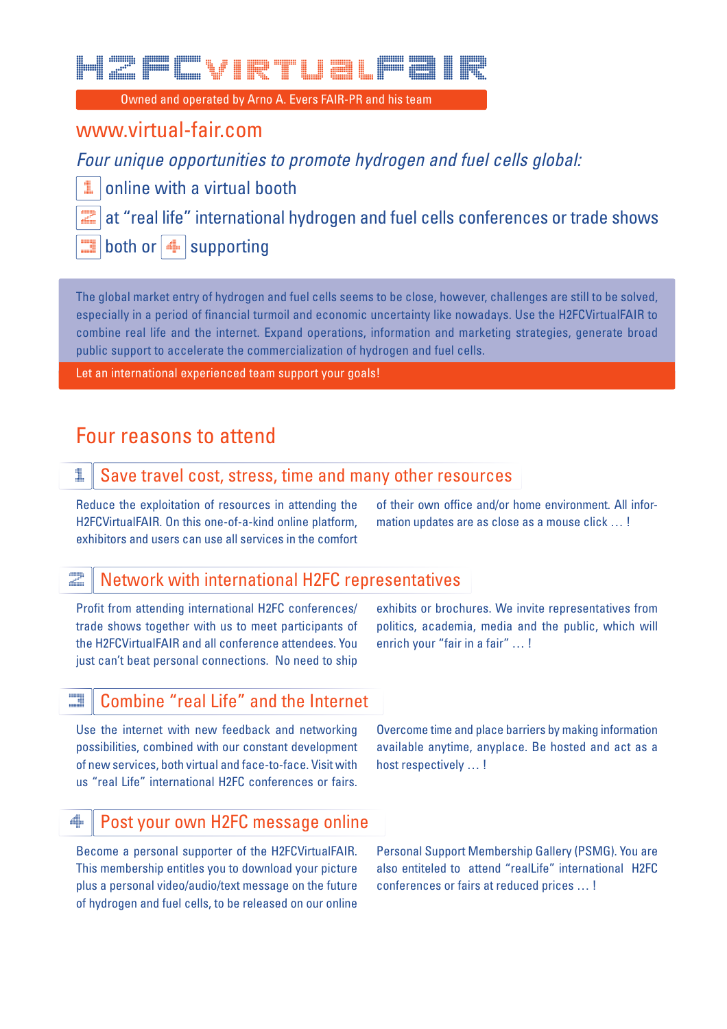# H2FCVIRTUALFAIR

Owned and operated by Arno A. Evers FAIR-PR and his team

www.virtual-fair.com

*Four unique opportunities to promote hydrogen and fuel cells global:*

1. online with a virtual booth
2. at "real life" international hydrogen and fuel cells conferences or trade shows
3. both or
4. supporting

The global market entry of hydrogen and fuel cells seems to be close, however, challenges are still to be solved, especially in a period of financial turmoil and economic uncertainty like nowadays. Use the H2FCVirtualFAIR to combine real life and the internet. Expand operations, information and marketing strategies, generate broad public support to accelerate the commercialization of hydrogen and fuel cells.

Let an international experienced team support your goals!

## Four reasons to attend

### 1 Save travel cost, stress, time and many other resources

Reduce the exploitation of resources in attending the H2FCVirtualFAIR. On this one-of-a-kind online platform, exhibitors and users can use all services in the comfort of their own office and/or home environment. All information updates are as close as a mouse click … !

### 2 Network with international H2FC representatives

Profit from attending international H2FC conferences/trade shows together with us to meet participants of the H2FCVirtualFAIR and all conference attendees. You just can't beat personal connections. No need to ship exhibits or brochures. We invite representatives from politics, academia, media and the public, which will enrich your "fair in a fair" … !

### 3 Combine "real Life" and the Internet

Use the internet with new feedback and networking possibilities, combined with our constant development of new services, both virtual and face-to-face. Visit with us "real Life" international H2FC conferences or fairs. Overcome time and place barriers by making information available anytime, anyplace. Be hosted and act as a host respectively … !

### 4 Post your own H2FC message online

Become a personal supporter of the H2FCVirtualFAIR. This membership entitles you to download your picture plus a personal video/audio/text message on the future of hydrogen and fuel cells, to be released on our online Personal Support Membership Gallery (PSMG). You are also enteleted to attend "realLife" international H2FC conferences or fairs at reduced prices … !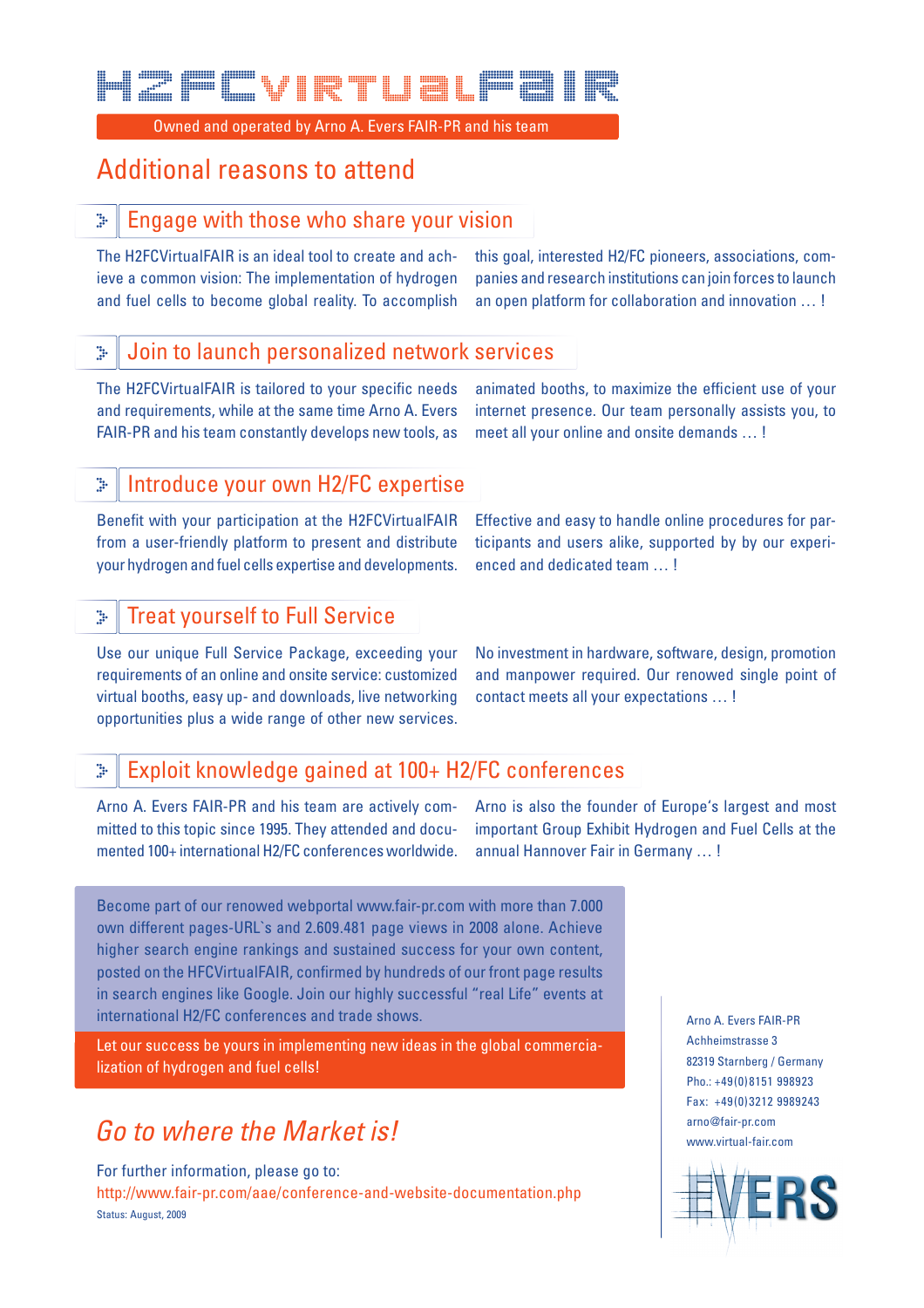# H2FCVIRTUALFAIR

Owned and operated by Arno A. Evers FAIR-PR and his team

## Additional reasons to attend

### Engage with those who share your vision

The H2FCVirtualFAIR is an ideal tool to create and achieve a common vision: The implementation of hydrogen and fuel cells to become global reality. To accomplish this goal, interested H2/FC pioneers, associations, companies and research institutions can join forces to launch an open platform for collaboration and innovation … !

### Join to launch personalized network services

The H2FCVirtualFAIR is tailored to your specific needs and requirements, while at the same time Arno A. Evers FAIR-PR and his team constantly develops new tools, as animated booths, to maximize the efficient use of your internet presence. Our team personally assists you, to meet all your online and onsite demands … !

### Introduce your own H2/FC expertise

Benefit with your participation at the H2FCVirtualFAIR from a user-friendly platform to present and distribute your hydrogen and fuel cells expertise and developments. Effective and easy to handle online procedures for participants and users alike, supported by by our experienced and dedicated team … !

### Treat yourself to Full Service

Use our unique Full Service Package, exceeding your requirements of an online and onsite service: customized virtual booths, easy up- and downloads, live networking opportunities plus a wide range of other new services. No investment in hardware, software, design, promotion and manpower required. Our renowed single point of contact meets all your expectations … !

### Exploit knowledge gained at 100+ H2/FC conferences

Arno A. Evers FAIR-PR and his team are actively committed to this topic since 1995. They attended and documented 100+ international H2/FC conferences worldwide. Arno is also the founder of Europe's largest and most important Group Exhibit Hydrogen and Fuel Cells at the annual Hannover Fair in Germany … !

Become part of our renowed webportal www.fair-pr.com with more than 7.000 own different pages-URL`s and 2.609.481 page views in 2008 alone. Achieve higher search engine rankings and sustained success for your own content, posted on the HFCVirtualFAIR, confirmed by hundreds of our front page results in search engines like Google. Join our highly successful "real Life" events at international H2/FC conferences and trade shows.

Let our success be yours in implementing new ideas in the global commercialization of hydrogen and fuel cells!

## *Go to where the Market is!*

For further information, please go to:
http://www.fair-pr.com/aae/conference-and-website-documentation.php

Status: August, 2009

Arno A. Evers FAIR-PR
Achheimstrasse 3
82319 Starnberg / Germany
Pho.: +49(0)8151 998923
Fax: +49(0)3212 9989243
arno@fair-pr.com
www.virtual-fair.com

EVERS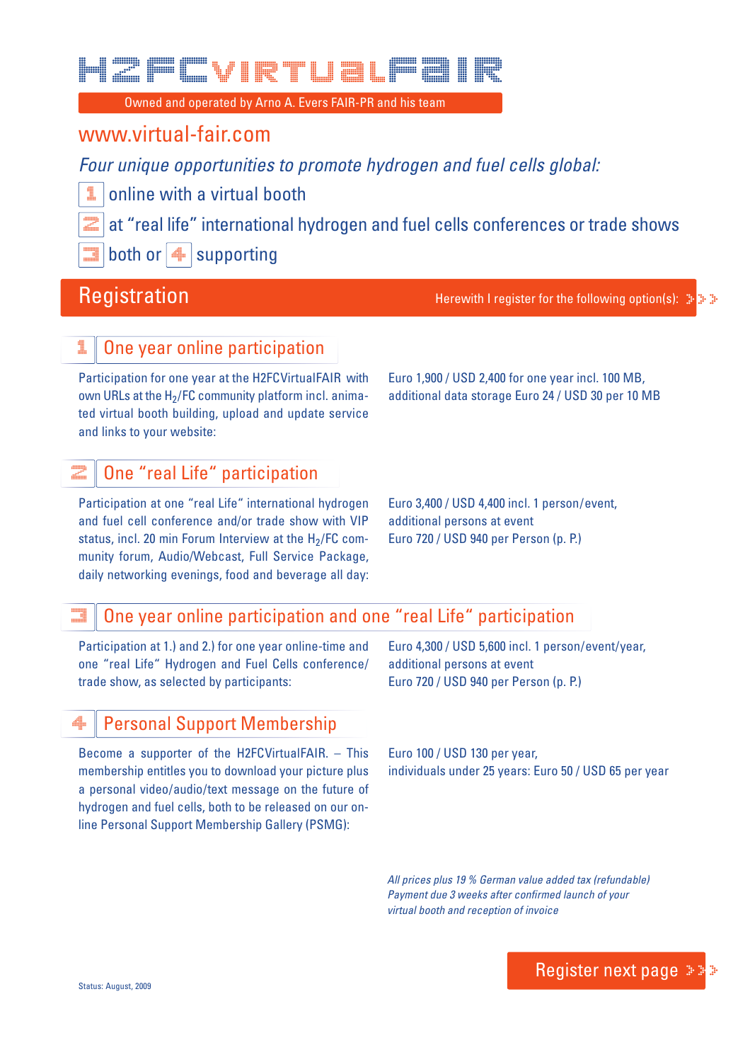# H2FCVIRTUALFAIR

Owned and operated by Arno A. Evers FAIR-PR and his team

www.virtual-fair.com

*Four unique opportunities to promote hydrogen and fuel cells global:*

1. online with a virtual booth
2. at "real life" international hydrogen and fuel cells conferences or trade shows
3. both or 4. supporting

## Registration

Herewith I register for the following option(s):

### 1 One year online participation

Participation for one year at the H2FCVirtualFAIR with own URLs at the $H_2$/FC community platform incl. animated virtual booth building, upload and update service and links to your website:

Euro 1,900 / USD 2,400 for one year incl. 100 MB, additional data storage Euro 24 / USD 30 per 10 MB

### 2 One "real Life" participation

Participation at one "real Life" international hydrogen and fuel cell conference and/or trade show with VIP status, incl. 20 min Forum Interview at the $H_2$/FC community forum, Audio/Webcast, Full Service Package, daily networking evenings, food and beverage all day:

Euro 3,400 / USD 4,400 incl. 1 person/event, additional persons at event Euro 720 / USD 940 per Person (p. P.)

### 3 One year online participation and one "real Life" participation

Participation at 1.) and 2.) for one year online-time and one "real Life" Hydrogen and Fuel Cells conference/ trade show, as selected by participants:

Euro 4,300 / USD 5,600 incl. 1 person/event/year, additional persons at event Euro 720 / USD 940 per Person (p. P.)

### 4 Personal Support Membership

Become a supporter of the H2FCVirtualFAIR. – This membership entitles you to download your picture plus a personal video/audio/text message on the future of hydrogen and fuel cells, both to be released on our online Personal Support Membership Gallery (PSMG):

Euro 100 / USD 130 per year, individuals under 25 years: Euro 50 / USD 65 per year

*All prices plus 19 % German value added tax (refundable)*
*Payment due 3 weeks after confirmed launch of your virtual booth and reception of invoice*

Register next page

Status: August, 2009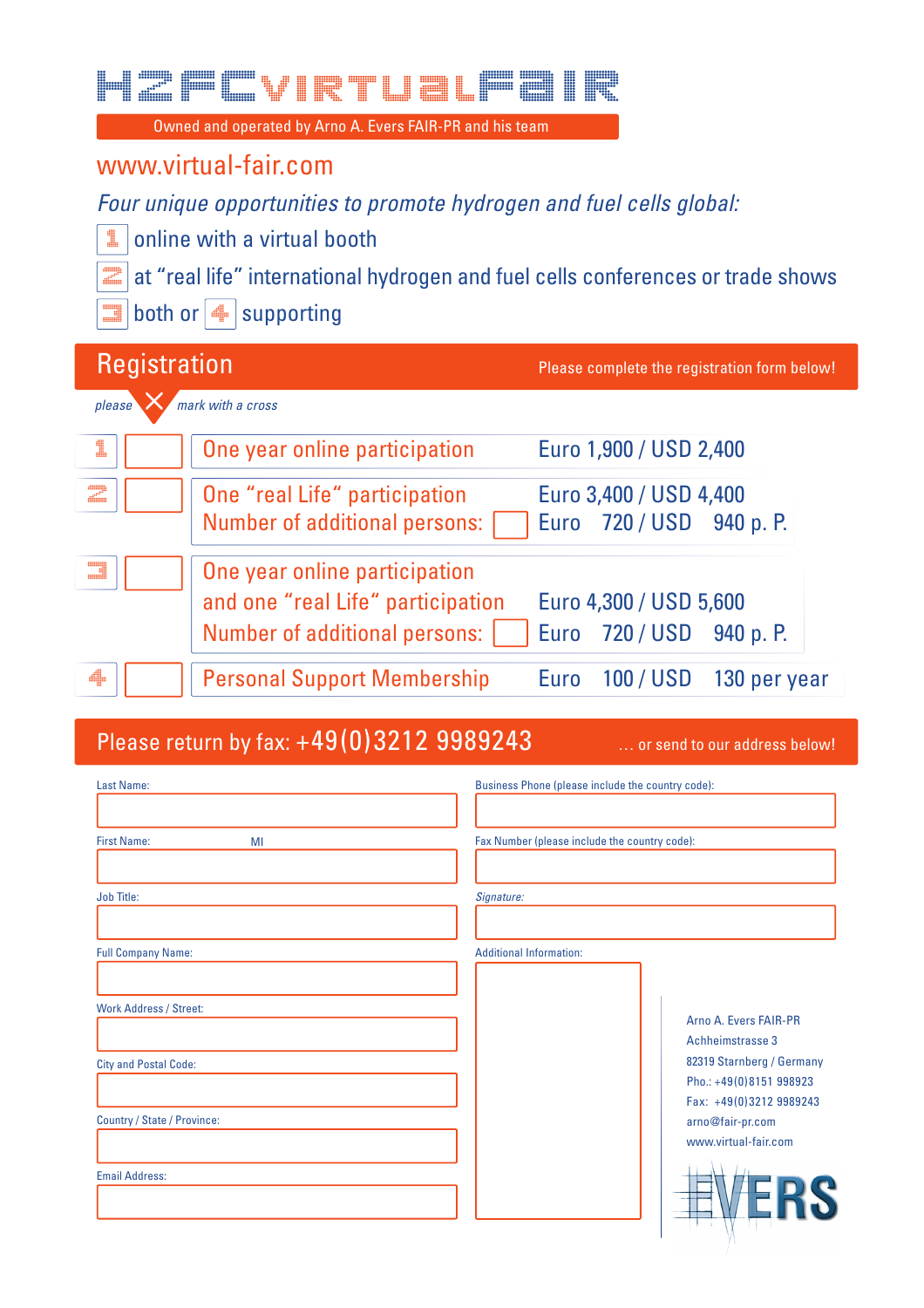# H2FC VIRTUAL FAIR

Owned and operated by Arno A. Evers FAIR-PR and his team

www.virtual-fair.com

*Four unique opportunities to promote hydrogen and fuel cells global:*

1 online with a virtual booth

2 at "real life" international hydrogen and fuel cells conferences or trade shows

3 both or 4 supporting

## Registration

Please complete the registration form below!

*please* ✕ *mark with a cross*

| | | | |
|---|---|---|---|
| 1 | ☐ | One year online participation | Euro 1,900 / USD 2,400 |
| 2 | ☐ | One "real Life" participation | Euro 3,400 / USD 4,400 |
| | | Number of additional persons: ☐ | Euro 720 / USD 940 p. P. |
| 3 | ☐ | One year online participation and one "real Life" participation | Euro 4,300 / USD 5,600 |
| | | Number of additional persons: ☐ | Euro 720 / USD 940 p. P. |
| 4 | ☐ | Personal Support Membership | Euro 100 / USD 130 per year |

## Please return by fax: +49(0)3212 9989243

… or send to our address below!

Last Name:

First Name: MI

Job Title:

Full Company Name:

Work Address / Street:

City and Postal Code:

Country / State / Province:

Email Address:

Business Phone (please include the country code):

Fax Number (please include the country code):

*Signature:*

Additional Information:

Arno A. Evers FAIR-PR
Achheimstrasse 3
82319 Starnberg / Germany
Pho.: +49(0)8151 998923
Fax: +49(0)3212 9989243
arno@fair-pr.com
www.virtual-fair.com

EVERS